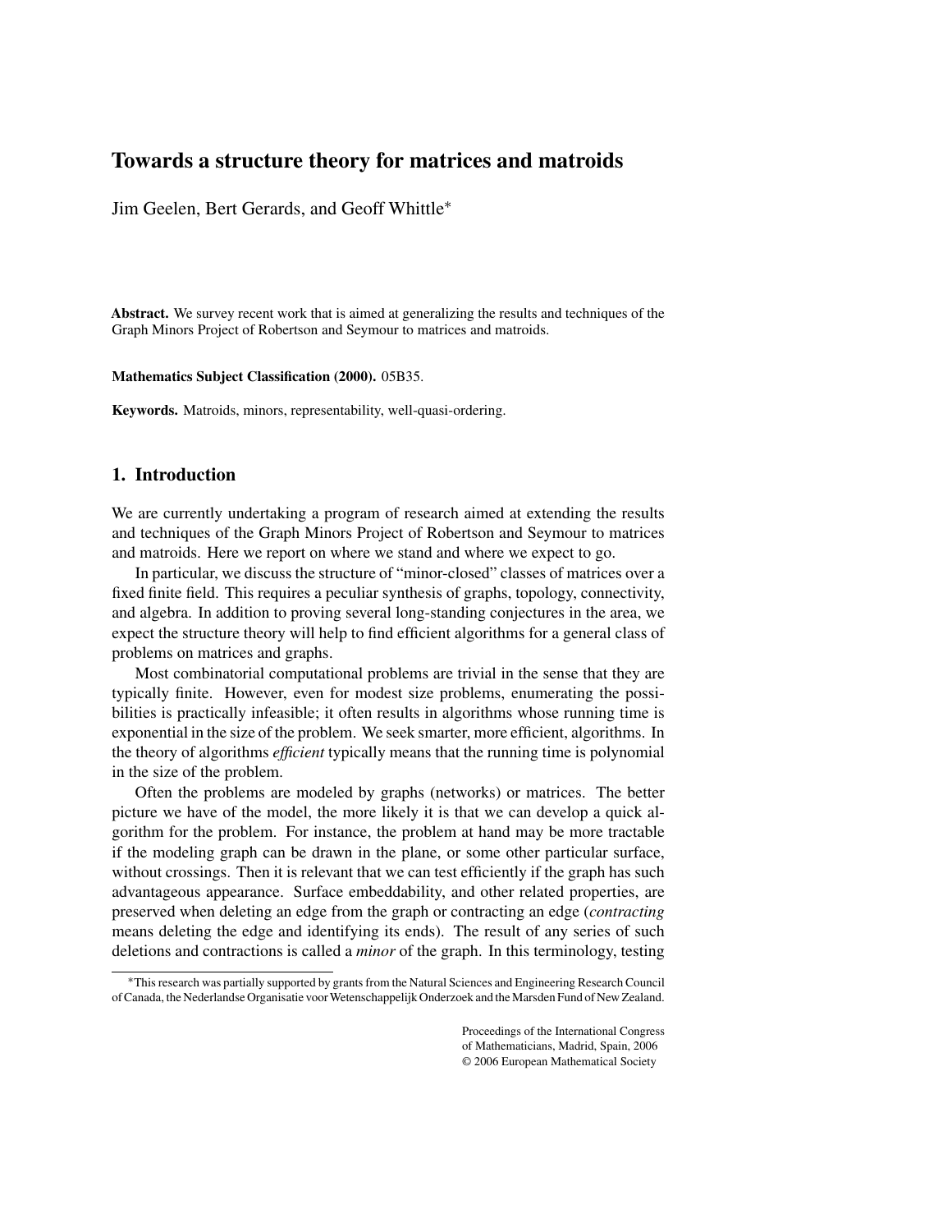# Towards a structure theory for matrices and matroids

Jim Geelen, Bert Gerards, and Geoff Whittle*

**Abstract.** We survey recent work that is aimed at generalizing the results and techniques of the Graph Minors Project of Robertson and Seymour to matrices and matroids.

**Mathematics Subject Classification (2000).** 05B35.

**Keywords.** Matroids, minors, representability, well-quasi-ordering.

## 1. Introduction

We are currently undertaking a program of research aimed at extending the results and techniques of the Graph Minors Project of Robertson and Seymour to matrices and matroids. Here we report on where we stand and where we expect to go.

In particular, we discuss the structure of "minor-closed" classes of matrices over a fixed finite field. This requires a peculiar synthesis of graphs, topology, connectivity, and algebra. In addition to proving several long-standing conjectures in the area, we expect the structure theory will help to find efficient algorithms for a general class of problems on matrices and graphs.

Most combinatorial computational problems are trivial in the sense that they are typically finite. However, even for modest size problems, enumerating the possibilities is practically infeasible; it often results in algorithms whose running time is exponential in the size of the problem. We seek smarter, more efficient, algorithms. In the theory of algorithms *efficient* typically means that the running time is polynomial in the size of the problem.

Often the problems are modeled by graphs (networks) or matrices. The better picture we have of the model, the more likely it is that we can develop a quick algorithm for the problem. For instance, the problem at hand may be more tractable if the modeling graph can be drawn in the plane, or some other particular surface, without crossings. Then it is relevant that we can test efficiently if the graph has such advantageous appearance. Surface embeddability, and other related properties, are preserved when deleting an edge from the graph or contracting an edge (*contracting* means deleting the edge and identifying its ends). The result of any series of such deletions and contractions is called a *minor* of the graph. In this terminology, testing

*This research was partially supported by grants from the Natural Sciences and Engineering Research Council of Canada, the Nederlandse Organisatie voor Wetenschappelijk Onderzoek and the Marsden Fund of New Zealand.

Proceedings of the International Congress of Mathematicians, Madrid, Spain, 2006
© 2006 European Mathematical Society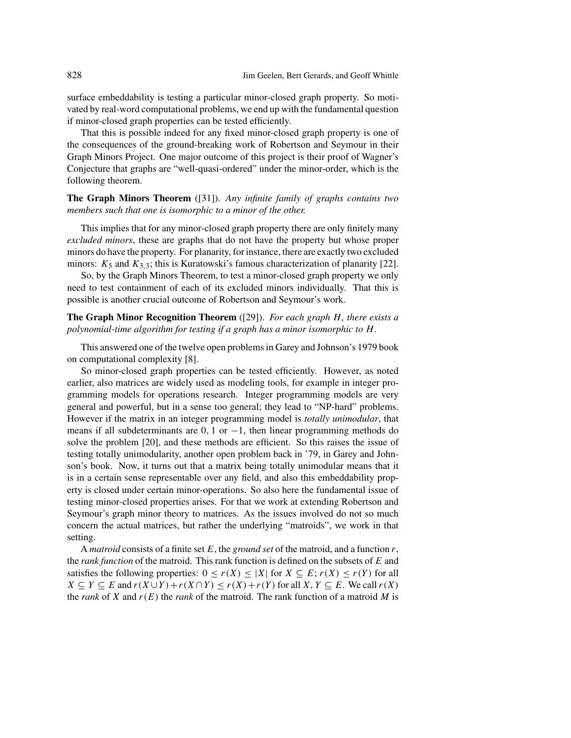surface embeddability is testing a particular minor-closed graph property. So motivated by real-word computational problems, we end up with the fundamental question if minor-closed graph properties can be tested efficiently.

That this is possible indeed for any fixed minor-closed graph property is one of the consequences of the ground-breaking work of Robertson and Seymour in their Graph Minors Project. One major outcome of this project is their proof of Wagner's Conjecture that graphs are "well-quasi-ordered" under the minor-order, which is the following theorem.

**The Graph Minors Theorem** ([31]). *Any infinite family of graphs contains two members such that one is isomorphic to a minor of the other.*

This implies that for any minor-closed graph property there are only finitely many *excluded minors*, these are graphs that do not have the property but whose proper minors do have the property. For planarity, for instance, there are exactly two excluded minors: $K_5$ and $K_{3,3}$; this is Kuratowski's famous characterization of planarity [22].

So, by the Graph Minors Theorem, to test a minor-closed graph property we only need to test containment of each of its excluded minors individually. That this is possible is another crucial outcome of Robertson and Seymour's work.

**The Graph Minor Recognition Theorem** ([29]). *For each graph $H$, there exists a polynomial-time algorithm for testing if a graph has a minor isomorphic to $H$.*

This answered one of the twelve open problems in Garey and Johnson's 1979 book on computational complexity [8].

So minor-closed graph properties can be tested efficiently. However, as noted earlier, also matrices are widely used as modeling tools, for example in integer programming models for operations research. Integer programming models are very general and powerful, but in a sense too general; they lead to "NP-hard" problems. However if the matrix in an integer programming model is *totally unimodular*, that means if all subdeterminants are $0, 1$ or $-1$, then linear programming methods do solve the problem [20], and these methods are efficient. So this raises the issue of testing totally unimodularity, another open problem back in '79, in Garey and Johnson's book. Now, it turns out that a matrix being totally unimodular means that it is in a certain sense representable over any field, and also this embeddability property is closed under certain minor-operations. So also here the fundamental issue of testing minor-closed properties arises. For that we work at extending Robertson and Seymour's graph minor theory to matrices. As the issues involved do not so much concern the actual matrices, but rather the underlying "matroids", we work in that setting.

A *matroid* consists of a finite set $E$, the *ground set* of the matroid, and a function $r$, the *rank function* of the matroid. This rank function is defined on the subsets of $E$ and satisfies the following properties: $0 \leq r(X) \leq |X|$ for $X \subseteq E$; $r(X) \leq r(Y)$ for all $X \subseteq Y \subseteq E$ and $r(X \cup Y) + r(X \cap Y) \leq r(X) + r(Y)$ for all $X, Y \subseteq E$. We call $r(X)$ the *rank* of $X$ and $r(E)$ the *rank* of the matroid. The rank function of a matroid $M$ is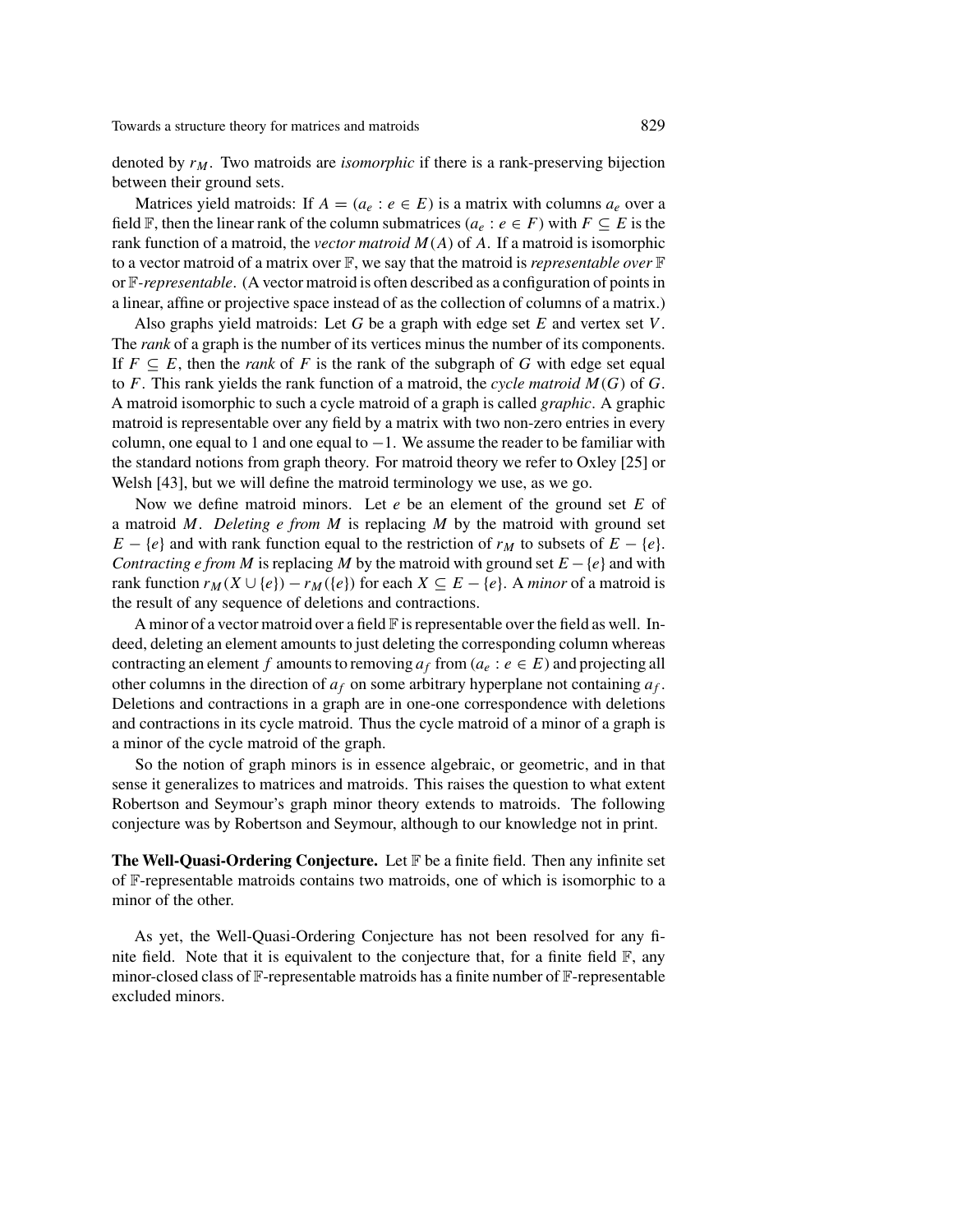denoted by $r_M$. Two matroids are *isomorphic* if there is a rank-preserving bijection between their ground sets.

Matrices yield matroids: If $A = (a_e : e \in E)$ is a matrix with columns $a_e$ over a field $\mathbb{F}$, then the linear rank of the column submatrices $(a_e : e \in F)$ with $F \subseteq E$ is the rank function of a matroid, the *vector matroid* $M(A)$ of $A$. If a matroid is isomorphic to a vector matroid of a matrix over $\mathbb{F}$, we say that the matroid is *representable over* $\mathbb{F}$ or $\mathbb{F}$*-representable*. (A vector matroid is often described as a configuration of points in a linear, affine or projective space instead of as the collection of columns of a matrix.)

Also graphs yield matroids: Let $G$ be a graph with edge set $E$ and vertex set $V$. The *rank* of a graph is the number of its vertices minus the number of its components. If $F \subseteq E$, then the *rank* of $F$ is the rank of the subgraph of $G$ with edge set equal to $F$. This rank yields the rank function of a matroid, the *cycle matroid* $M(G)$ of $G$. A matroid isomorphic to such a cycle matroid of a graph is called *graphic*. A graphic matroid is representable over any field by a matrix with two non-zero entries in every column, one equal to 1 and one equal to $-1$. We assume the reader to be familiar with the standard notions from graph theory. For matroid theory we refer to Oxley [25] or Welsh [43], but we will define the matroid terminology we use, as we go.

Now we define matroid minors. Let $e$ be an element of the ground set $E$ of a matroid $M$. *Deleting $e$ from $M$* is replacing $M$ by the matroid with ground set $E - \{e\}$ and with rank function equal to the restriction of $r_M$ to subsets of $E - \{e\}$. *Contracting $e$ from $M$* is replacing $M$ by the matroid with ground set $E - \{e\}$ and with rank function $r_M(X \cup \{e\}) - r_M(\{e\})$ for each $X \subseteq E - \{e\}$. A *minor* of a matroid is the result of any sequence of deletions and contractions.

A minor of a vector matroid over a field $\mathbb{F}$ is representable over the field as well. Indeed, deleting an element amounts to just deleting the corresponding column whereas contracting an element $f$ amounts to removing $a_f$ from $(a_e : e \in E)$ and projecting all other columns in the direction of $a_f$ on some arbitrary hyperplane not containing $a_f$. Deletions and contractions in a graph are in one-one correspondence with deletions and contractions in its cycle matroid. Thus the cycle matroid of a minor of a graph is a minor of the cycle matroid of the graph.

So the notion of graph minors is in essence algebraic, or geometric, and in that sense it generalizes to matrices and matroids. This raises the question to what extent Robertson and Seymour's graph minor theory extends to matroids. The following conjecture was by Robertson and Seymour, although to our knowledge not in print.

**The Well-Quasi-Ordering Conjecture.** Let $\mathbb{F}$ be a finite field. Then any infinite set of $\mathbb{F}$-representable matroids contains two matroids, one of which is isomorphic to a minor of the other.

As yet, the Well-Quasi-Ordering Conjecture has not been resolved for any finite field. Note that it is equivalent to the conjecture that, for a finite field $\mathbb{F}$, any minor-closed class of $\mathbb{F}$-representable matroids has a finite number of $\mathbb{F}$-representable excluded minors.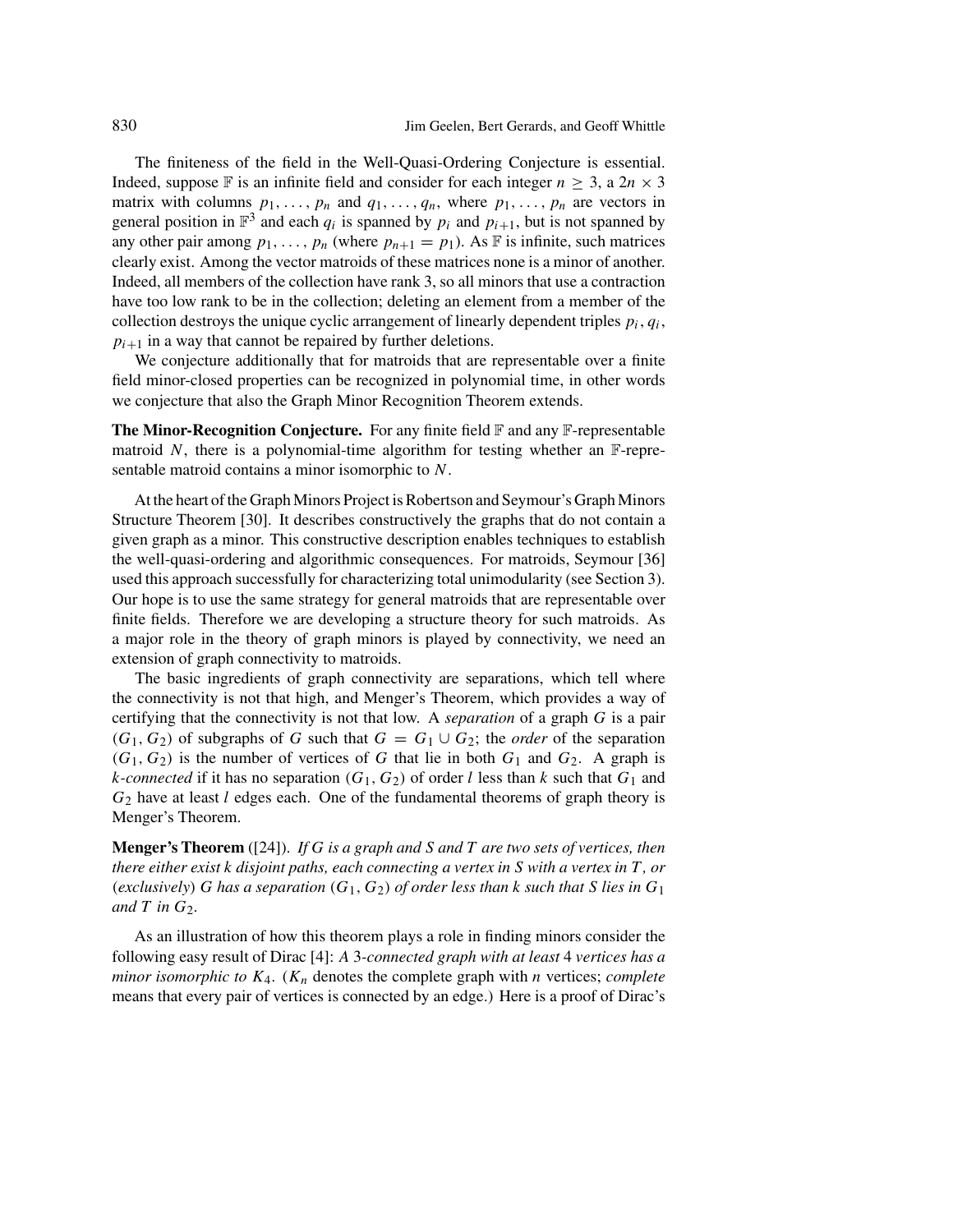The finiteness of the field in the Well-Quasi-Ordering Conjecture is essential. Indeed, suppose $\mathbb{F}$ is an infinite field and consider for each integer $n \geq 3$, a $2n \times 3$ matrix with columns $p_1, \ldots, p_n$ and $q_1, \ldots, q_n$, where $p_1, \ldots, p_n$ are vectors in general position in $\mathbb{F}^3$ and each $q_i$ is spanned by $p_i$ and $p_{i+1}$, but is not spanned by any other pair among $p_1, \ldots, p_n$ (where $p_{n+1} = p_1$). As $\mathbb{F}$ is infinite, such matrices clearly exist. Among the vector matroids of these matrices none is a minor of another. Indeed, all members of the collection have rank 3, so all minors that use a contraction have too low rank to be in the collection; deleting an element from a member of the collection destroys the unique cyclic arrangement of linearly dependent triples $p_i, q_i, p_{i+1}$ in a way that cannot be repaired by further deletions.

We conjecture additionally that for matroids that are representable over a finite field minor-closed properties can be recognized in polynomial time, in other words we conjecture that also the Graph Minor Recognition Theorem extends.

**The Minor-Recognition Conjecture.** For any finite field $\mathbb{F}$ and any $\mathbb{F}$-representable matroid $N$, there is a polynomial-time algorithm for testing whether an $\mathbb{F}$-representable matroid contains a minor isomorphic to $N$.

At the heart of the Graph Minors Project is Robertson and Seymour's Graph Minors Structure Theorem [30]. It describes constructively the graphs that do not contain a given graph as a minor. This constructive description enables techniques to establish the well-quasi-ordering and algorithmic consequences. For matroids, Seymour [36] used this approach successfully for characterizing total unimodularity (see Section 3). Our hope is to use the same strategy for general matroids that are representable over finite fields. Therefore we are developing a structure theory for such matroids. As a major role in the theory of graph minors is played by connectivity, we need an extension of graph connectivity to matroids.

The basic ingredients of graph connectivity are separations, which tell where the connectivity is not that high, and Menger's Theorem, which provides a way of certifying that the connectivity is not that low. A *separation* of a graph $G$ is a pair $(G_1, G_2)$ of subgraphs of $G$ such that $G = G_1 \cup G_2$; the *order* of the separation $(G_1, G_2)$ is the number of vertices of $G$ that lie in both $G_1$ and $G_2$. A graph is *$k$-connected* if it has no separation $(G_1, G_2)$ of order $l$ less than $k$ such that $G_1$ and $G_2$ have at least $l$ edges each. One of the fundamental theorems of graph theory is Menger's Theorem.

**Menger's Theorem** ([24]). *If $G$ is a graph and $S$ and $T$ are two sets of vertices, then there either exist $k$ disjoint paths, each connecting a vertex in $S$ with a vertex in $T$, or* (*exclusively*) *$G$ has a separation $(G_1, G_2)$ of order less than $k$ such that $S$ lies in $G_1$ and $T$ in $G_2$.*

As an illustration of how this theorem plays a role in finding minors consider the following easy result of Dirac [4]: *A 3-connected graph with at least 4 vertices has a minor isomorphic to $K_4$.* ($K_n$ denotes the complete graph with $n$ vertices; *complete* means that every pair of vertices is connected by an edge.) Here is a proof of Dirac's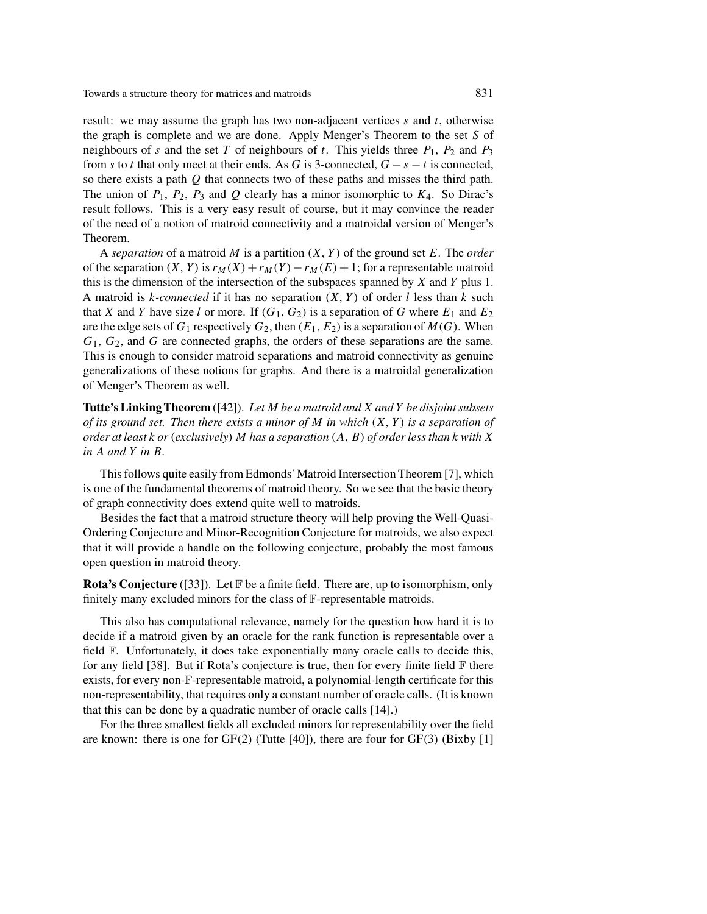result: we may assume the graph has two non-adjacent vertices $s$ and $t$, otherwise the graph is complete and we are done. Apply Menger's Theorem to the set $S$ of neighbours of $s$ and the set $T$ of neighbours of $t$. This yields three $P_1$, $P_2$ and $P_3$ from $s$ to $t$ that only meet at their ends. As $G$ is 3-connected, $G - s - t$ is connected, so there exists a path $Q$ that connects two of these paths and misses the third path. The union of $P_1$, $P_2$, $P_3$ and $Q$ clearly has a minor isomorphic to $K_4$. So Dirac's result follows. This is a very easy result of course, but it may convince the reader of the need of a notion of matroid connectivity and a matroidal version of Menger's Theorem.

A *separation* of a matroid $M$ is a partition $(X, Y)$ of the ground set $E$. The *order* of the separation $(X, Y)$ is $r_M(X) + r_M(Y) - r_M(E) + 1$; for a representable matroid this is the dimension of the intersection of the subspaces spanned by $X$ and $Y$ plus 1. A matroid is *k-connected* if it has no separation $(X, Y)$ of order $l$ less than $k$ such that $X$ and $Y$ have size $l$ or more. If $(G_1, G_2)$ is a separation of $G$ where $E_1$ and $E_2$ are the edge sets of $G_1$ respectively $G_2$, then $(E_1, E_2)$ is a separation of $M(G)$. When $G_1$, $G_2$, and $G$ are connected graphs, the orders of these separations are the same. This is enough to consider matroid separations and matroid connectivity as genuine generalizations of these notions for graphs. And there is a matroidal generalization of Menger's Theorem as well.

**Tutte's Linking Theorem** ([42]). *Let $M$ be a matroid and $X$ and $Y$ be disjoint subsets of its ground set. Then there exists a minor of $M$ in which $(X, Y)$ is a separation of order at least $k$ or (exclusively) $M$ has a separation $(A, B)$ of order less than $k$ with $X$ in $A$ and $Y$ in $B$.*

This follows quite easily from Edmonds' Matroid Intersection Theorem [7], which is one of the fundamental theorems of matroid theory. So we see that the basic theory of graph connectivity does extend quite well to matroids.

Besides the fact that a matroid structure theory will help proving the Well-Quasi-Ordering Conjecture and Minor-Recognition Conjecture for matroids, we also expect that it will provide a handle on the following conjecture, probably the most famous open question in matroid theory.

**Rota's Conjecture** ([33]). Let $\mathbb{F}$ be a finite field. There are, up to isomorphism, only finitely many excluded minors for the class of $\mathbb{F}$-representable matroids.

This also has computational relevance, namely for the question how hard it is to decide if a matroid given by an oracle for the rank function is representable over a field $\mathbb{F}$. Unfortunately, it does take exponentially many oracle calls to decide this, for any field [38]. But if Rota's conjecture is true, then for every finite field $\mathbb{F}$ there exists, for every non-$\mathbb{F}$-representable matroid, a polynomial-length certificate for this non-representability, that requires only a constant number of oracle calls. (It is known that this can be done by a quadratic number of oracle calls [14].)

For the three smallest fields all excluded minors for representability over the field are known: there is one for GF(2) (Tutte [40]), there are four for GF(3) (Bixby [1]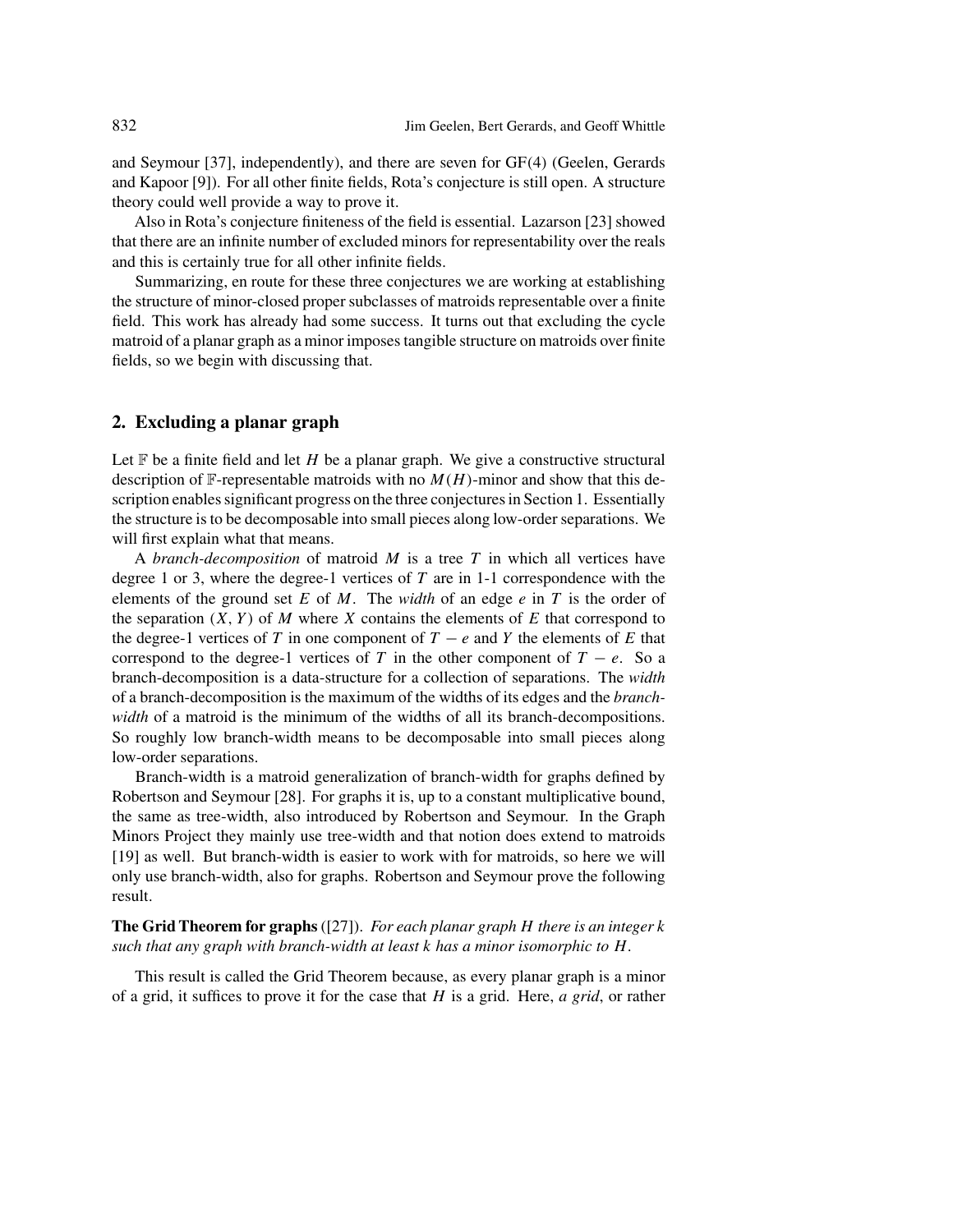and Seymour [37], independently), and there are seven for GF(4) (Geelen, Gerards and Kapoor [9]). For all other finite fields, Rota's conjecture is still open. A structure theory could well provide a way to prove it.

Also in Rota's conjecture finiteness of the field is essential. Lazarson [23] showed that there are an infinite number of excluded minors for representability over the reals and this is certainly true for all other infinite fields.

Summarizing, en route for these three conjectures we are working at establishing the structure of minor-closed proper subclasses of matroids representable over a finite field. This work has already had some success. It turns out that excluding the cycle matroid of a planar graph as a minor imposes tangible structure on matroids over finite fields, so we begin with discussing that.

## 2. Excluding a planar graph

Let $\mathbb{F}$ be a finite field and let $H$ be a planar graph. We give a constructive structural description of $\mathbb{F}$-representable matroids with no $M(H)$-minor and show that this description enables significant progress on the three conjectures in Section 1. Essentially the structure is to be decomposable into small pieces along low-order separations. We will first explain what that means.

A *branch-decomposition* of matroid $M$ is a tree $T$ in which all vertices have degree 1 or 3, where the degree-1 vertices of $T$ are in 1-1 correspondence with the elements of the ground set $E$ of $M$. The *width* of an edge $e$ in $T$ is the order of the separation $(X, Y)$ of $M$ where $X$ contains the elements of $E$ that correspond to the degree-1 vertices of $T$ in one component of $T - e$ and $Y$ the elements of $E$ that correspond to the degree-1 vertices of $T$ in the other component of $T - e$. So a branch-decomposition is a data-structure for a collection of separations. The *width* of a branch-decomposition is the maximum of the widths of its edges and the *branch-width* of a matroid is the minimum of the widths of all its branch-decompositions. So roughly low branch-width means to be decomposable into small pieces along low-order separations.

Branch-width is a matroid generalization of branch-width for graphs defined by Robertson and Seymour [28]. For graphs it is, up to a constant multiplicative bound, the same as tree-width, also introduced by Robertson and Seymour. In the Graph Minors Project they mainly use tree-width and that notion does extend to matroids [19] as well. But branch-width is easier to work with for matroids, so here we will only use branch-width, also for graphs. Robertson and Seymour prove the following result.

**The Grid Theorem for graphs** ([27]). *For each planar graph $H$ there is an integer $k$ such that any graph with branch-width at least $k$ has a minor isomorphic to $H$.*

This result is called the Grid Theorem because, as every planar graph is a minor of a grid, it suffices to prove it for the case that $H$ is a grid. Here, *a grid*, or rather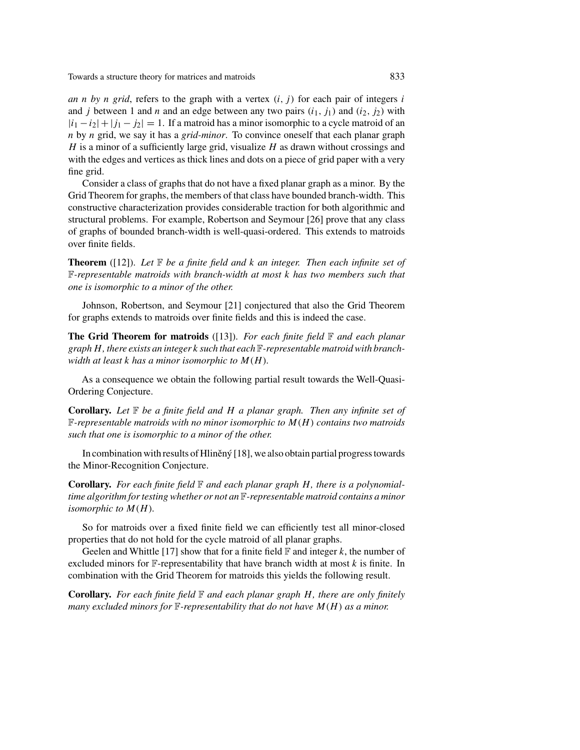*an n by n grid*, refers to the graph with a vertex $(i, j)$ for each pair of integers $i$ and $j$ between 1 and $n$ and an edge between any two pairs $(i_1, j_1)$ and $(i_2, j_2)$ with $|i_1 - i_2| + |j_1 - j_2| = 1$. If a matroid has a minor isomorphic to a cycle matroid of an $n$ by $n$ grid, we say it has a *grid-minor*. To convince oneself that each planar graph $H$ is a minor of a sufficiently large grid, visualize $H$ as drawn without crossings and with the edges and vertices as thick lines and dots on a piece of grid paper with a very fine grid.

Consider a class of graphs that do not have a fixed planar graph as a minor. By the Grid Theorem for graphs, the members of that class have bounded branch-width. This constructive characterization provides considerable traction for both algorithmic and structural problems. For example, Robertson and Seymour [26] prove that any class of graphs of bounded branch-width is well-quasi-ordered. This extends to matroids over finite fields.

**Theorem** ([12]). *Let $\mathbb{F}$ be a finite field and $k$ an integer. Then each infinite set of $\mathbb{F}$-representable matroids with branch-width at most $k$ has two members such that one is isomorphic to a minor of the other.*

Johnson, Robertson, and Seymour [21] conjectured that also the Grid Theorem for graphs extends to matroids over finite fields and this is indeed the case.

**The Grid Theorem for matroids** ([13]). *For each finite field $\mathbb{F}$ and each planar graph $H$, there exists an integer $k$ such that each $\mathbb{F}$-representable matroid with branch-width at least $k$ has a minor isomorphic to $M(H)$.*

As a consequence we obtain the following partial result towards the Well-Quasi-Ordering Conjecture.

**Corollary.** *Let $\mathbb{F}$ be a finite field and $H$ a planar graph. Then any infinite set of $\mathbb{F}$-representable matroids with no minor isomorphic to $M(H)$ contains two matroids such that one is isomorphic to a minor of the other.*

In combination with results of Hliněný [18], we also obtain partial progress towards the Minor-Recognition Conjecture.

**Corollary.** *For each finite field $\mathbb{F}$ and each planar graph $H$, there is a polynomial-time algorithm for testing whether or not an $\mathbb{F}$-representable matroid contains a minor isomorphic to $M(H)$.*

So for matroids over a fixed finite field we can efficiently test all minor-closed properties that do not hold for the cycle matroid of all planar graphs.

Geelen and Whittle [17] show that for a finite field $\mathbb{F}$ and integer $k$, the number of excluded minors for $\mathbb{F}$-representability that have branch width at most $k$ is finite. In combination with the Grid Theorem for matroids this yields the following result.

**Corollary.** *For each finite field $\mathbb{F}$ and each planar graph $H$, there are only finitely many excluded minors for $\mathbb{F}$-representability that do not have $M(H)$ as a minor.*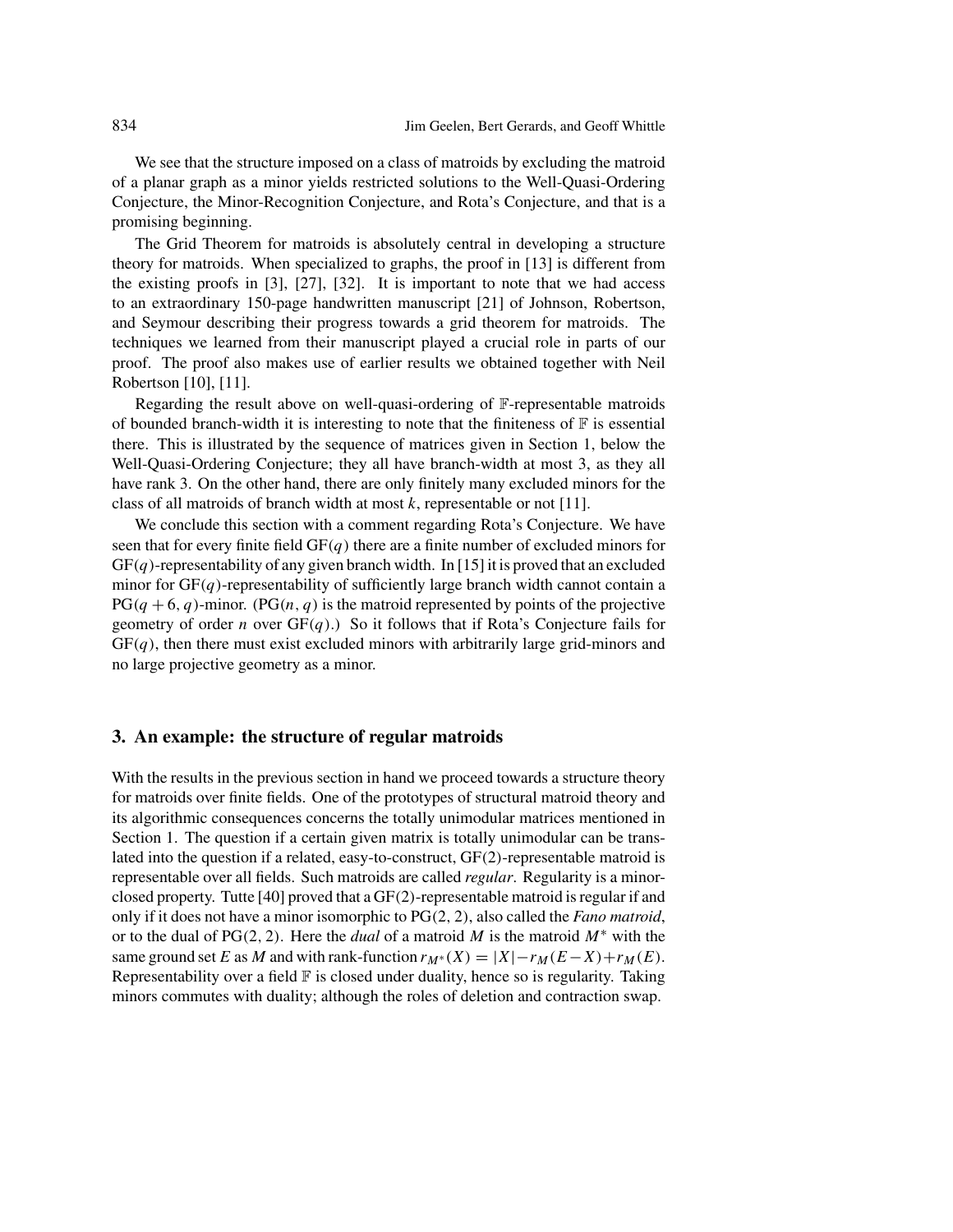We see that the structure imposed on a class of matroids by excluding the matroid of a planar graph as a minor yields restricted solutions to the Well-Quasi-Ordering Conjecture, the Minor-Recognition Conjecture, and Rota's Conjecture, and that is a promising beginning.

The Grid Theorem for matroids is absolutely central in developing a structure theory for matroids. When specialized to graphs, the proof in [13] is different from the existing proofs in [3], [27], [32]. It is important to note that we had access to an extraordinary 150-page handwritten manuscript [21] of Johnson, Robertson, and Seymour describing their progress towards a grid theorem for matroids. The techniques we learned from their manuscript played a crucial role in parts of our proof. The proof also makes use of earlier results we obtained together with Neil Robertson [10], [11].

Regarding the result above on well-quasi-ordering of $\mathbb{F}$-representable matroids of bounded branch-width it is interesting to note that the finiteness of $\mathbb{F}$ is essential there. This is illustrated by the sequence of matrices given in Section 1, below the Well-Quasi-Ordering Conjecture; they all have branch-width at most 3, as they all have rank 3. On the other hand, there are only finitely many excluded minors for the class of all matroids of branch width at most $k$, representable or not [11].

We conclude this section with a comment regarding Rota's Conjecture. We have seen that for every finite field $\mathrm{GF}(q)$ there are a finite number of excluded minors for $\mathrm{GF}(q)$-representability of any given branch width. In [15] it is proved that an excluded minor for $\mathrm{GF}(q)$-representability of sufficiently large branch width cannot contain a $\mathrm{PG}(q+6, q)$-minor. ($\mathrm{PG}(n, q)$ is the matroid represented by points of the projective geometry of order $n$ over $\mathrm{GF}(q)$.) So it follows that if Rota's Conjecture fails for $\mathrm{GF}(q)$, then there must exist excluded minors with arbitrarily large grid-minors and no large projective geometry as a minor.

## 3. An example: the structure of regular matroids

With the results in the previous section in hand we proceed towards a structure theory for matroids over finite fields. One of the prototypes of structural matroid theory and its algorithmic consequences concerns the totally unimodular matrices mentioned in Section 1. The question if a certain given matrix is totally unimodular can be translated into the question if a related, easy-to-construct, $\mathrm{GF}(2)$-representable matroid is representable over all fields. Such matroids are called *regular*. Regularity is a minor-closed property. Tutte [40] proved that a $\mathrm{GF}(2)$-representable matroid is regular if and only if it does not have a minor isomorphic to $\mathrm{PG}(2, 2)$, also called the *Fano matroid*, or to the dual of $\mathrm{PG}(2, 2)$. Here the *dual* of a matroid $M$ is the matroid $M^*$ with the same ground set $E$ as $M$ and with rank-function $r_{M^*}(X) = |X| - r_M(E - X) + r_M(E)$. Representability over a field $\mathbb{F}$ is closed under duality, hence so is regularity. Taking minors commutes with duality; although the roles of deletion and contraction swap.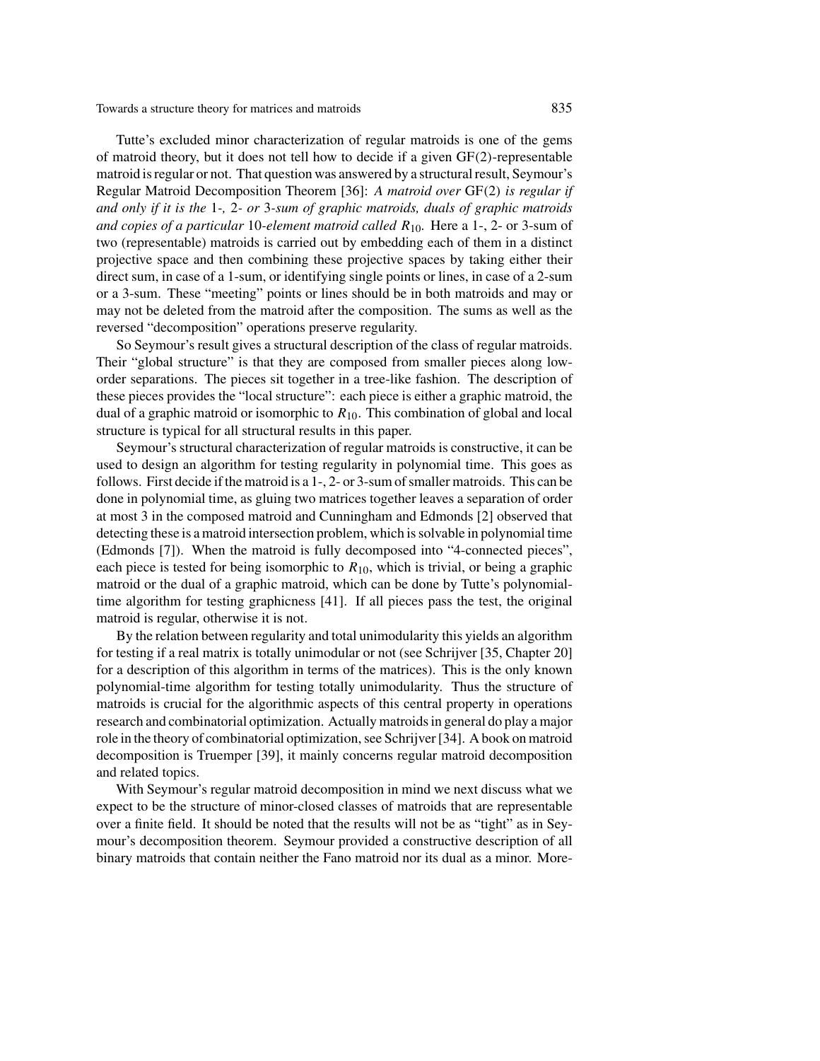Tutte's excluded minor characterization of regular matroids is one of the gems of matroid theory, but it does not tell how to decide if a given GF(2)-representable matroid is regular or not. That question was answered by a structural result, Seymour's Regular Matroid Decomposition Theorem [36]: *A matroid over* GF(2) *is regular if and only if it is the* 1-*,* 2- *or* 3-*sum of graphic matroids, duals of graphic matroids and copies of a particular* 10-*element matroid called* $R_{10}$*.* Here a 1-, 2- or 3-sum of two (representable) matroids is carried out by embedding each of them in a distinct projective space and then combining these projective spaces by taking either their direct sum, in case of a 1-sum, or identifying single points or lines, in case of a 2-sum or a 3-sum. These "meeting" points or lines should be in both matroids and may or may not be deleted from the matroid after the composition. The sums as well as the reversed "decomposition" operations preserve regularity.

So Seymour's result gives a structural description of the class of regular matroids. Their "global structure" is that they are composed from smaller pieces along low-order separations. The pieces sit together in a tree-like fashion. The description of these pieces provides the "local structure": each piece is either a graphic matroid, the dual of a graphic matroid or isomorphic to $R_{10}$. This combination of global and local structure is typical for all structural results in this paper.

Seymour's structural characterization of regular matroids is constructive, it can be used to design an algorithm for testing regularity in polynomial time. This goes as follows. First decide if the matroid is a 1-, 2- or 3-sum of smaller matroids. This can be done in polynomial time, as gluing two matrices together leaves a separation of order at most 3 in the composed matroid and Cunningham and Edmonds [2] observed that detecting these is a matroid intersection problem, which is solvable in polynomial time (Edmonds [7]). When the matroid is fully decomposed into "4-connected pieces", each piece is tested for being isomorphic to $R_{10}$, which is trivial, or being a graphic matroid or the dual of a graphic matroid, which can be done by Tutte's polynomial-time algorithm for testing graphicness [41]. If all pieces pass the test, the original matroid is regular, otherwise it is not.

By the relation between regularity and total unimodularity this yields an algorithm for testing if a real matrix is totally unimodular or not (see Schrijver [35, Chapter 20] for a description of this algorithm in terms of the matrices). This is the only known polynomial-time algorithm for testing totally unimodularity. Thus the structure of matroids is crucial for the algorithmic aspects of this central property in operations research and combinatorial optimization. Actually matroids in general do play a major role in the theory of combinatorial optimization, see Schrijver [34]. A book on matroid decomposition is Truemper [39], it mainly concerns regular matroid decomposition and related topics.

With Seymour's regular matroid decomposition in mind we next discuss what we expect to be the structure of minor-closed classes of matroids that are representable over a finite field. It should be noted that the results will not be as "tight" as in Seymour's decomposition theorem. Seymour provided a constructive description of all binary matroids that contain neither the Fano matroid nor its dual as a minor. More-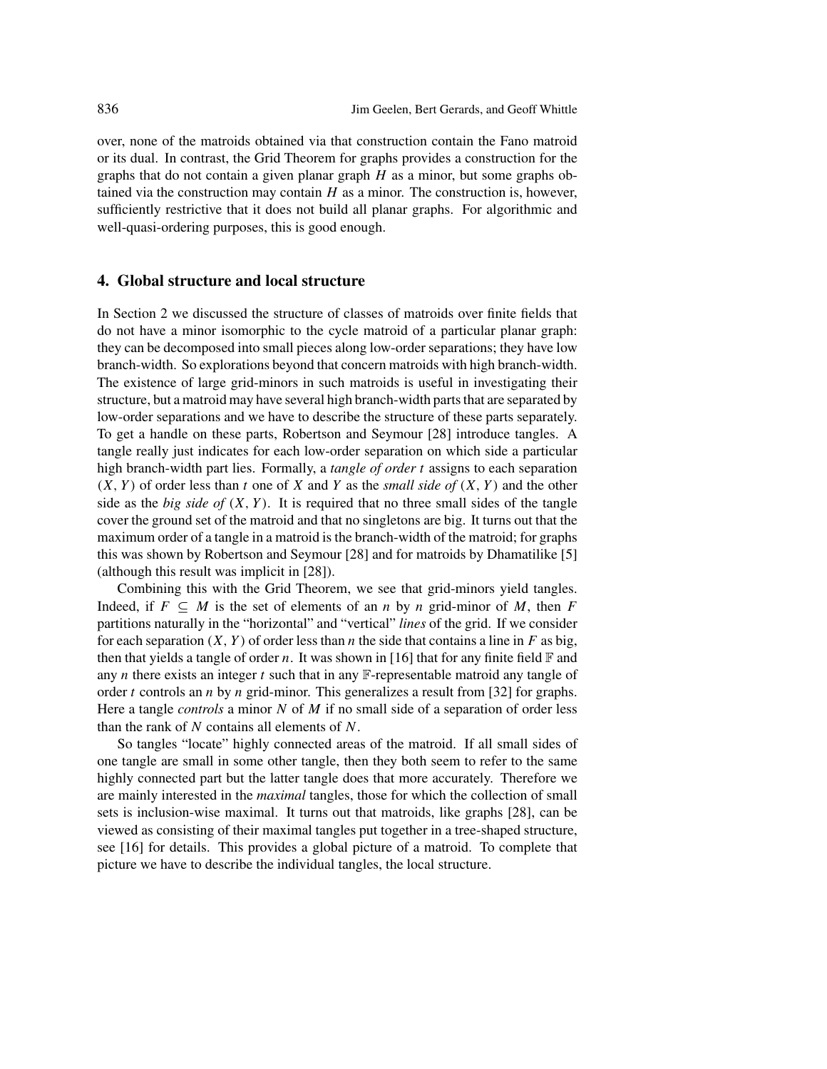over, none of the matroids obtained via that construction contain the Fano matroid or its dual. In contrast, the Grid Theorem for graphs provides a construction for the graphs that do not contain a given planar graph $H$ as a minor, but some graphs obtained via the construction may contain $H$ as a minor. The construction is, however, sufficiently restrictive that it does not build all planar graphs. For algorithmic and well-quasi-ordering purposes, this is good enough.

## 4. Global structure and local structure

In Section 2 we discussed the structure of classes of matroids over finite fields that do not have a minor isomorphic to the cycle matroid of a particular planar graph: they can be decomposed into small pieces along low-order separations; they have low branch-width. So explorations beyond that concern matroids with high branch-width. The existence of large grid-minors in such matroids is useful in investigating their structure, but a matroid may have several high branch-width parts that are separated by low-order separations and we have to describe the structure of these parts separately. To get a handle on these parts, Robertson and Seymour [28] introduce tangles. A tangle really just indicates for each low-order separation on which side a particular high branch-width part lies. Formally, a *tangle of order $t$* assigns to each separation $(X, Y)$ of order less than $t$ one of $X$ and $Y$ as the *small side of* $(X, Y)$ and the other side as the *big side of* $(X, Y)$. It is required that no three small sides of the tangle cover the ground set of the matroid and that no singletons are big. It turns out that the maximum order of a tangle in a matroid is the branch-width of the matroid; for graphs this was shown by Robertson and Seymour [28] and for matroids by Dhamatilike [5] (although this result was implicit in [28]).

Combining this with the Grid Theorem, we see that grid-minors yield tangles. Indeed, if $F \subseteq M$ is the set of elements of an $n$ by $n$ grid-minor of $M$, then $F$ partitions naturally in the "horizontal" and "vertical" *lines* of the grid. If we consider for each separation $(X, Y)$ of order less than $n$ the side that contains a line in $F$ as big, then that yields a tangle of order $n$. It was shown in [16] that for any finite field $\mathbb{F}$ and any $n$ there exists an integer $t$ such that in any $\mathbb{F}$-representable matroid any tangle of order $t$ controls an $n$ by $n$ grid-minor. This generalizes a result from [32] for graphs. Here a tangle *controls* a minor $N$ of $M$ if no small side of a separation of order less than the rank of $N$ contains all elements of $N$.

So tangles "locate" highly connected areas of the matroid. If all small sides of one tangle are small in some other tangle, then they both seem to refer to the same highly connected part but the latter tangle does that more accurately. Therefore we are mainly interested in the *maximal* tangles, those for which the collection of small sets is inclusion-wise maximal. It turns out that matroids, like graphs [28], can be viewed as consisting of their maximal tangles put together in a tree-shaped structure, see [16] for details. This provides a global picture of a matroid. To complete that picture we have to describe the individual tangles, the local structure.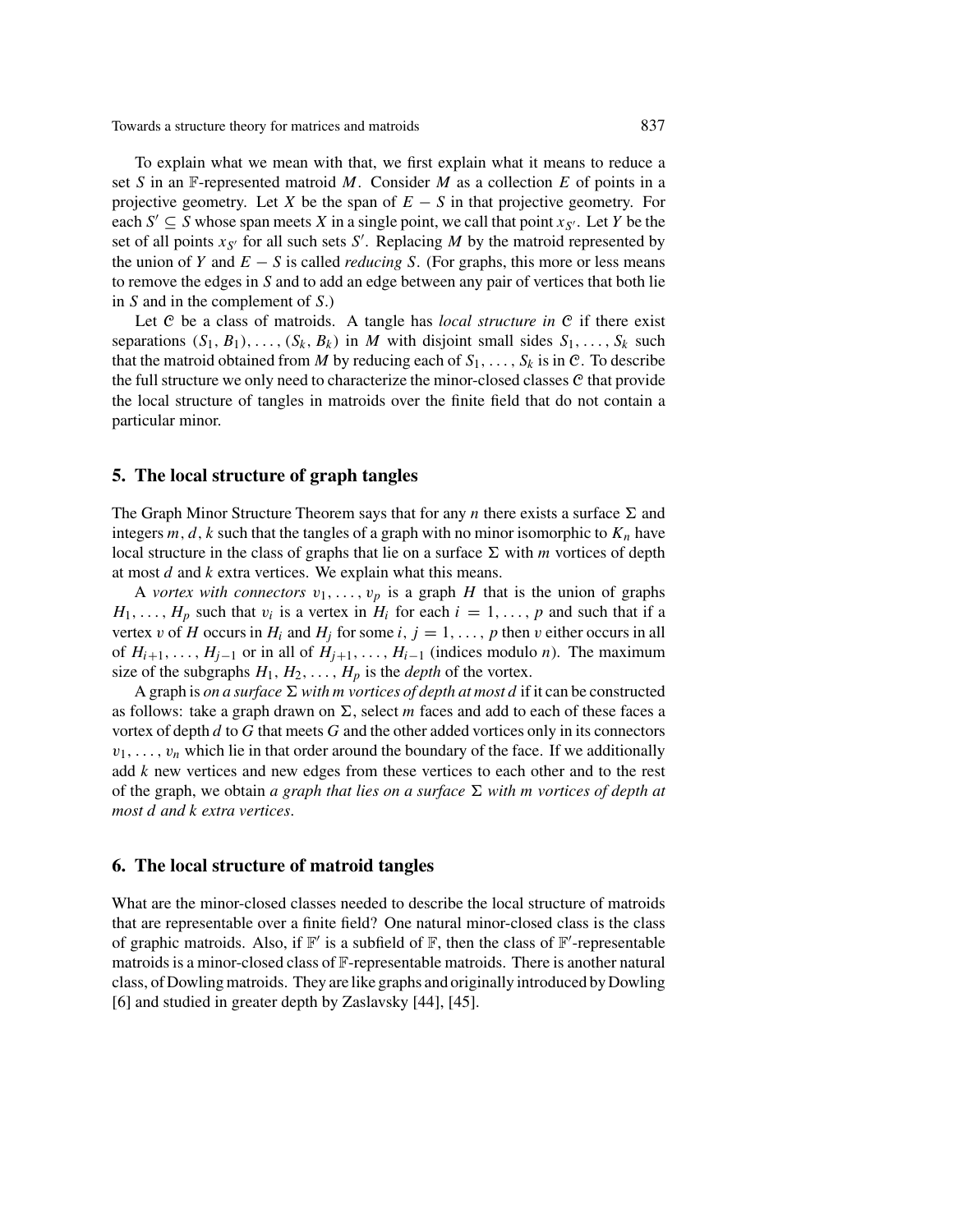To explain what we mean with that, we first explain what it means to reduce a set $S$ in an $\mathbb{F}$-represented matroid $M$. Consider $M$ as a collection $E$ of points in a projective geometry. Let $X$ be the span of $E - S$ in that projective geometry. For each $S' \subseteq S$ whose span meets $X$ in a single point, we call that point $x_{S'}$. Let $Y$ be the set of all points $x_{S'}$ for all such sets $S'$. Replacing $M$ by the matroid represented by the union of $Y$ and $E - S$ is called *reducing* $S$. (For graphs, this more or less means to remove the edges in $S$ and to add an edge between any pair of vertices that both lie in $S$ and in the complement of $S$.)

Let $\mathcal{C}$ be a class of matroids. A tangle has *local structure in* $\mathcal{C}$ if there exist separations $(S_1, B_1), \ldots, (S_k, B_k)$ in $M$ with disjoint small sides $S_1, \ldots, S_k$ such that the matroid obtained from $M$ by reducing each of $S_1, \ldots, S_k$ is in $\mathcal{C}$. To describe the full structure we only need to characterize the minor-closed classes $\mathcal{C}$ that provide the local structure of tangles in matroids over the finite field that do not contain a particular minor.

## 5. The local structure of graph tangles

The Graph Minor Structure Theorem says that for any $n$ there exists a surface $\Sigma$ and integers $m, d, k$ such that the tangles of a graph with no minor isomorphic to $K_n$ have local structure in the class of graphs that lie on a surface $\Sigma$ with $m$ vortices of depth at most $d$ and $k$ extra vertices. We explain what this means.

A *vortex with connectors* $v_1, \ldots, v_p$ is a graph $H$ that is the union of graphs $H_1, \ldots, H_p$ such that $v_i$ is a vertex in $H_i$ for each $i = 1, \ldots, p$ and such that if a vertex $v$ of $H$ occurs in $H_i$ and $H_j$ for some $i, j = 1, \ldots, p$ then $v$ either occurs in all of $H_{i+1}, \ldots, H_{j-1}$ or in all of $H_{j+1}, \ldots, H_{i-1}$ (indices modulo $n$). The maximum size of the subgraphs $H_1, H_2, \ldots, H_p$ is the *depth* of the vortex.

A graph is *on a surface* $\Sigma$ *with* $m$ *vortices of depth at most* $d$ if it can be constructed as follows: take a graph drawn on $\Sigma$, select $m$ faces and add to each of these faces a vortex of depth $d$ to $G$ that meets $G$ and the other added vortices only in its connectors $v_1, \ldots, v_n$ which lie in that order around the boundary of the face. If we additionally add $k$ new vertices and new edges from these vertices to each other and to the rest of the graph, we obtain *a graph that lies on a surface* $\Sigma$ *with* $m$ *vortices of depth at most* $d$ *and* $k$ *extra vertices*.

## 6. The local structure of matroid tangles

What are the minor-closed classes needed to describe the local structure of matroids that are representable over a finite field? One natural minor-closed class is the class of graphic matroids. Also, if $\mathbb{F}'$ is a subfield of $\mathbb{F}$, then the class of $\mathbb{F}'$-representable matroids is a minor-closed class of $\mathbb{F}$-representable matroids. There is another natural class, of Dowling matroids. They are like graphs and originally introduced by Dowling [6] and studied in greater depth by Zaslavsky [44], [45].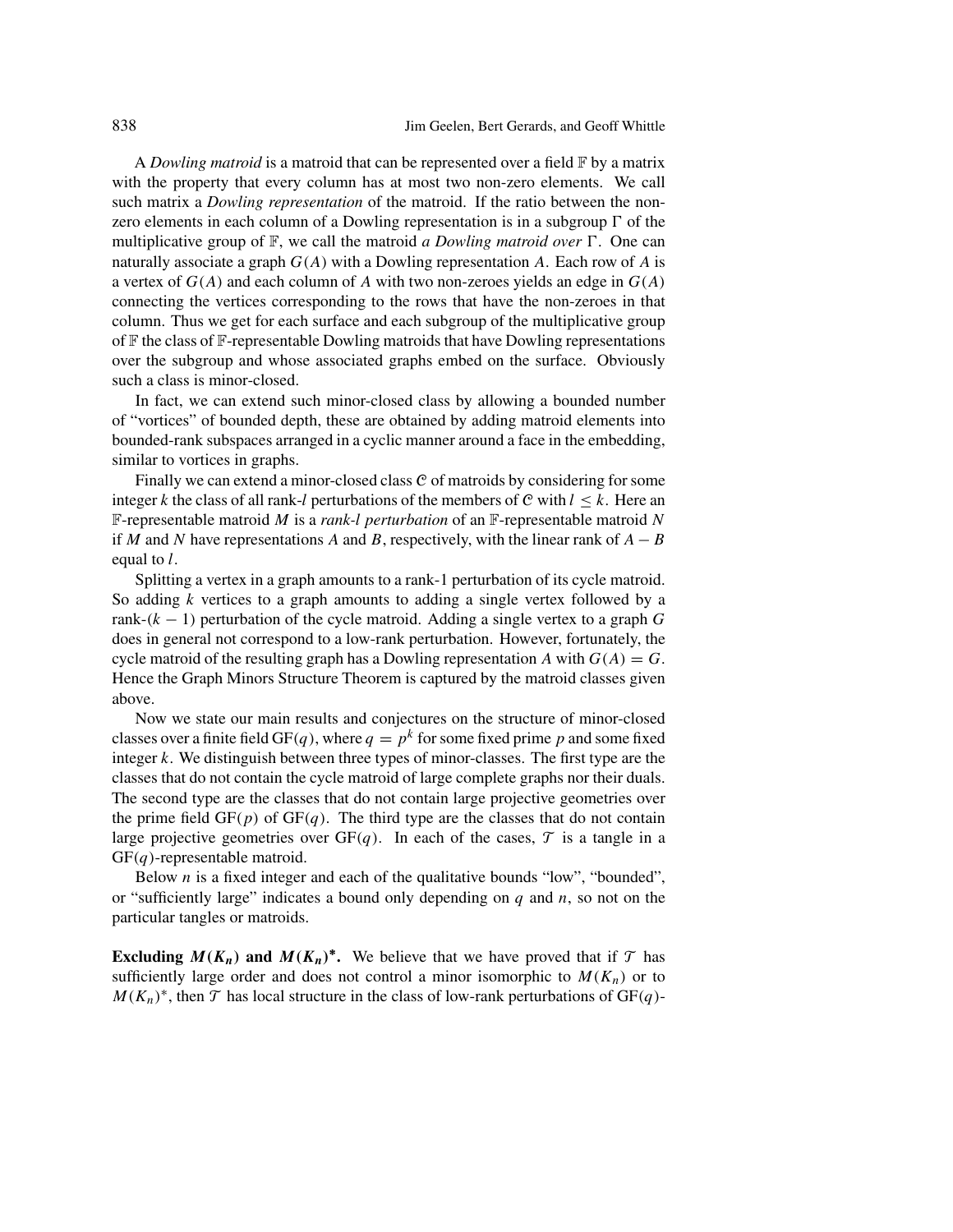A *Dowling matroid* is a matroid that can be represented over a field $\mathbb{F}$ by a matrix with the property that every column has at most two non-zero elements. We call such matrix a *Dowling representation* of the matroid. If the ratio between the non-zero elements in each column of a Dowling representation is in a subgroup $\Gamma$ of the multiplicative group of $\mathbb{F}$, we call the matroid *a Dowling matroid over* $\Gamma$. One can naturally associate a graph $G(A)$ with a Dowling representation $A$. Each row of $A$ is a vertex of $G(A)$ and each column of $A$ with two non-zeroes yields an edge in $G(A)$ connecting the vertices corresponding to the rows that have the non-zeroes in that column. Thus we get for each surface and each subgroup of the multiplicative group of $\mathbb{F}$ the class of $\mathbb{F}$-representable Dowling matroids that have Dowling representations over the subgroup and whose associated graphs embed on the surface. Obviously such a class is minor-closed.

In fact, we can extend such minor-closed class by allowing a bounded number of "vortices" of bounded depth, these are obtained by adding matroid elements into bounded-rank subspaces arranged in a cyclic manner around a face in the embedding, similar to vortices in graphs.

Finally we can extend a minor-closed class $\mathcal{C}$ of matroids by considering for some integer $k$ the class of all rank-$l$ perturbations of the members of $\mathcal{C}$ with $l \leq k$. Here an $\mathbb{F}$-representable matroid $M$ is a *rank-$l$ perturbation* of an $\mathbb{F}$-representable matroid $N$ if $M$ and $N$ have representations $A$ and $B$, respectively, with the linear rank of $A - B$ equal to $l$.

Splitting a vertex in a graph amounts to a rank-1 perturbation of its cycle matroid. So adding $k$ vertices to a graph amounts to adding a single vertex followed by a rank-$(k-1)$ perturbation of the cycle matroid. Adding a single vertex to a graph $G$ does in general not correspond to a low-rank perturbation. However, fortunately, the cycle matroid of the resulting graph has a Dowling representation $A$ with $G(A) = G$. Hence the Graph Minors Structure Theorem is captured by the matroid classes given above.

Now we state our main results and conjectures on the structure of minor-closed classes over a finite field GF$(q)$, where $q = p^k$ for some fixed prime $p$ and some fixed integer $k$. We distinguish between three types of minor-classes. The first type are the classes that do not contain the cycle matroid of large complete graphs nor their duals. The second type are the classes that do not contain large projective geometries over the prime field GF$(p)$ of GF$(q)$. The third type are the classes that do not contain large projective geometries over GF$(q)$. In each of the cases, $\mathcal{T}$ is a tangle in a GF$(q)$-representable matroid.

Below $n$ is a fixed integer and each of the qualitative bounds "low", "bounded", or "sufficiently large" indicates a bound only depending on $q$ and $n$, so not on the particular tangles or matroids.

**Excluding $M(K_n)$ and $M(K_n)^*$.** We believe that we have proved that if $\mathcal{T}$ has sufficiently large order and does not control a minor isomorphic to $M(K_n)$ or to $M(K_n)^*$, then $\mathcal{T}$ has local structure in the class of low-rank perturbations of GF$(q)$-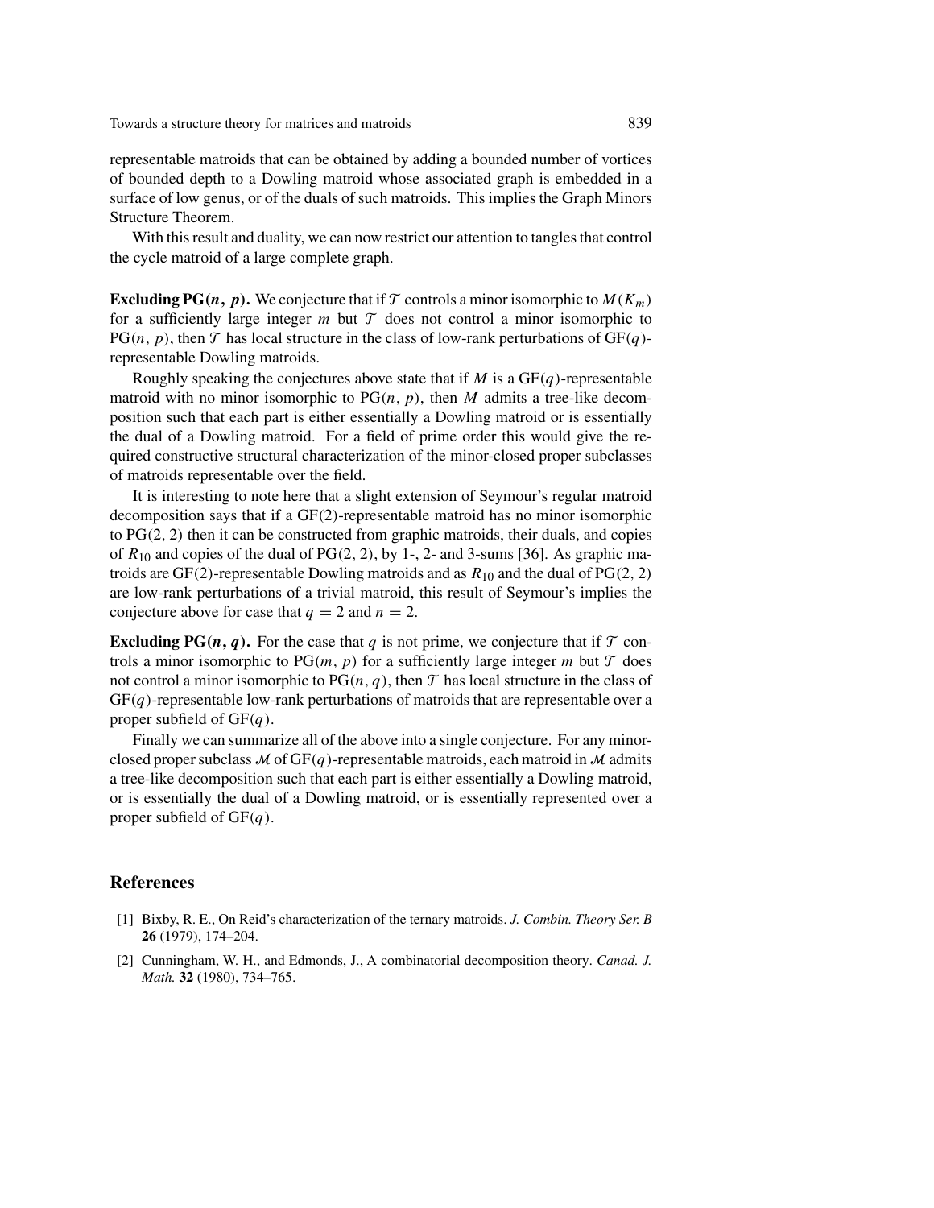representable matroids that can be obtained by adding a bounded number of vortices of bounded depth to a Dowling matroid whose associated graph is embedded in a surface of low genus, or of the duals of such matroids. This implies the Graph Minors Structure Theorem.

With this result and duality, we can now restrict our attention to tangles that control the cycle matroid of a large complete graph.

**Excluding PG($n$, $p$).** We conjecture that if $\mathcal{T}$ controls a minor isomorphic to $M(K_m)$ for a sufficiently large integer $m$ but $\mathcal{T}$ does not control a minor isomorphic to $\mathrm{PG}(n, p)$, then $\mathcal{T}$ has local structure in the class of low-rank perturbations of $\mathrm{GF}(q)$-representable Dowling matroids.

Roughly speaking the conjectures above state that if $M$ is a $\mathrm{GF}(q)$-representable matroid with no minor isomorphic to $\mathrm{PG}(n, p)$, then $M$ admits a tree-like decomposition such that each part is either essentially a Dowling matroid or is essentially the dual of a Dowling matroid. For a field of prime order this would give the required constructive structural characterization of the minor-closed proper subclasses of matroids representable over the field.

It is interesting to note here that a slight extension of Seymour's regular matroid decomposition says that if a $\mathrm{GF}(2)$-representable matroid has no minor isomorphic to $\mathrm{PG}(2, 2)$ then it can be constructed from graphic matroids, their duals, and copies of $R_{10}$ and copies of the dual of $\mathrm{PG}(2, 2)$, by 1-, 2- and 3-sums [36]. As graphic matroids are $\mathrm{GF}(2)$-representable Dowling matroids and as $R_{10}$ and the dual of $\mathrm{PG}(2, 2)$ are low-rank perturbations of a trivial matroid, this result of Seymour's implies the conjecture above for case that $q = 2$ and $n = 2$.

**Excluding PG($n$, $q$).** For the case that $q$ is not prime, we conjecture that if $\mathcal{T}$ controls a minor isomorphic to $\mathrm{PG}(m, p)$ for a sufficiently large integer $m$ but $\mathcal{T}$ does not control a minor isomorphic to $\mathrm{PG}(n, q)$, then $\mathcal{T}$ has local structure in the class of $\mathrm{GF}(q)$-representable low-rank perturbations of matroids that are representable over a proper subfield of $\mathrm{GF}(q)$.

Finally we can summarize all of the above into a single conjecture. For any minor-closed proper subclass $\mathcal{M}$ of $\mathrm{GF}(q)$-representable matroids, each matroid in $\mathcal{M}$ admits a tree-like decomposition such that each part is either essentially a Dowling matroid, or is essentially the dual of a Dowling matroid, or is essentially represented over a proper subfield of $\mathrm{GF}(q)$.

## References

[1] Bixby, R. E., On Reid's characterization of the ternary matroids. *J. Combin. Theory Ser. B* **26** (1979), 174–204.

[2] Cunningham, W. H., and Edmonds, J., A combinatorial decomposition theory. *Canad. J. Math.* **32** (1980), 734–765.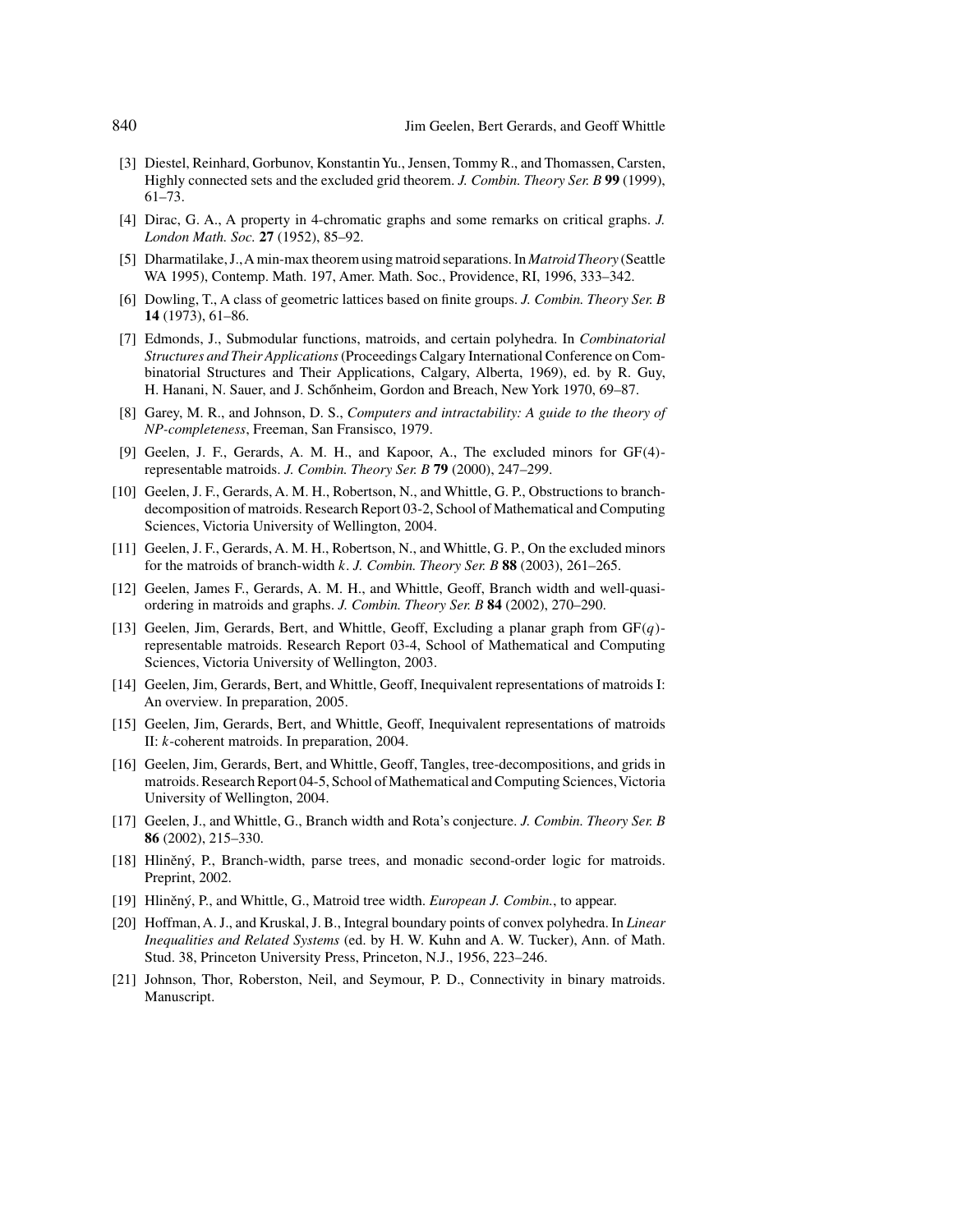[3] Diestel, Reinhard, Gorbunov, Konstantin Yu., Jensen, Tommy R., and Thomassen, Carsten, Highly connected sets and the excluded grid theorem. *J. Combin. Theory Ser. B* **99** (1999), 61–73.

[4] Dirac, G. A., A property in 4-chromatic graphs and some remarks on critical graphs. *J. London Math. Soc.* **27** (1952), 85–92.

[5] Dharmatilake, J., A min-max theorem using matroid separations. In *Matroid Theory* (Seattle WA 1995), Contemp. Math. 197, Amer. Math. Soc., Providence, RI, 1996, 333–342.

[6] Dowling, T., A class of geometric lattices based on finite groups. *J. Combin. Theory Ser. B* **14** (1973), 61–86.

[7] Edmonds, J., Submodular functions, matroids, and certain polyhedra. In *Combinatorial Structures and Their Applications* (Proceedings Calgary International Conference on Combinatorial Structures and Their Applications, Calgary, Alberta, 1969), ed. by R. Guy, H. Hanani, N. Sauer, and J. Schőnheim, Gordon and Breach, New York 1970, 69–87.

[8] Garey, M. R., and Johnson, D. S., *Computers and intractability: A guide to the theory of NP-completeness*, Freeman, San Fransisco, 1979.

[9] Geelen, J. F., Gerards, A. M. H., and Kapoor, A., The excluded minors for GF(4)-representable matroids. *J. Combin. Theory Ser. B* **79** (2000), 247–299.

[10] Geelen, J. F., Gerards, A. M. H., Robertson, N., and Whittle, G. P., Obstructions to branch-decomposition of matroids. Research Report 03-2, School of Mathematical and Computing Sciences, Victoria University of Wellington, 2004.

[11] Geelen, J. F., Gerards, A. M. H., Robertson, N., and Whittle, G. P., On the excluded minors for the matroids of branch-width $k$. *J. Combin. Theory Ser. B* **88** (2003), 261–265.

[12] Geelen, James F., Gerards, A. M. H., and Whittle, Geoff, Branch width and well-quasi-ordering in matroids and graphs. *J. Combin. Theory Ser. B* **84** (2002), 270–290.

[13] Geelen, Jim, Gerards, Bert, and Whittle, Geoff, Excluding a planar graph from GF($q$)-representable matroids. Research Report 03-4, School of Mathematical and Computing Sciences, Victoria University of Wellington, 2003.

[14] Geelen, Jim, Gerards, Bert, and Whittle, Geoff, Inequivalent representations of matroids I: An overview. In preparation, 2005.

[15] Geelen, Jim, Gerards, Bert, and Whittle, Geoff, Inequivalent representations of matroids II: $k$-coherent matroids. In preparation, 2004.

[16] Geelen, Jim, Gerards, Bert, and Whittle, Geoff, Tangles, tree-decompositions, and grids in matroids. Research Report 04-5, School of Mathematical and Computing Sciences, Victoria University of Wellington, 2004.

[17] Geelen, J., and Whittle, G., Branch width and Rota's conjecture. *J. Combin. Theory Ser. B* **86** (2002), 215–330.

[18] Hliněný, P., Branch-width, parse trees, and monadic second-order logic for matroids. Preprint, 2002.

[19] Hliněný, P., and Whittle, G., Matroid tree width. *European J. Combin.*, to appear.

[20] Hoffman, A. J., and Kruskal, J. B., Integral boundary points of convex polyhedra. In *Linear Inequalities and Related Systems* (ed. by H. W. Kuhn and A. W. Tucker), Ann. of Math. Stud. 38, Princeton University Press, Princeton, N.J., 1956, 223–246.

[21] Johnson, Thor, Roberston, Neil, and Seymour, P. D., Connectivity in binary matroids. Manuscript.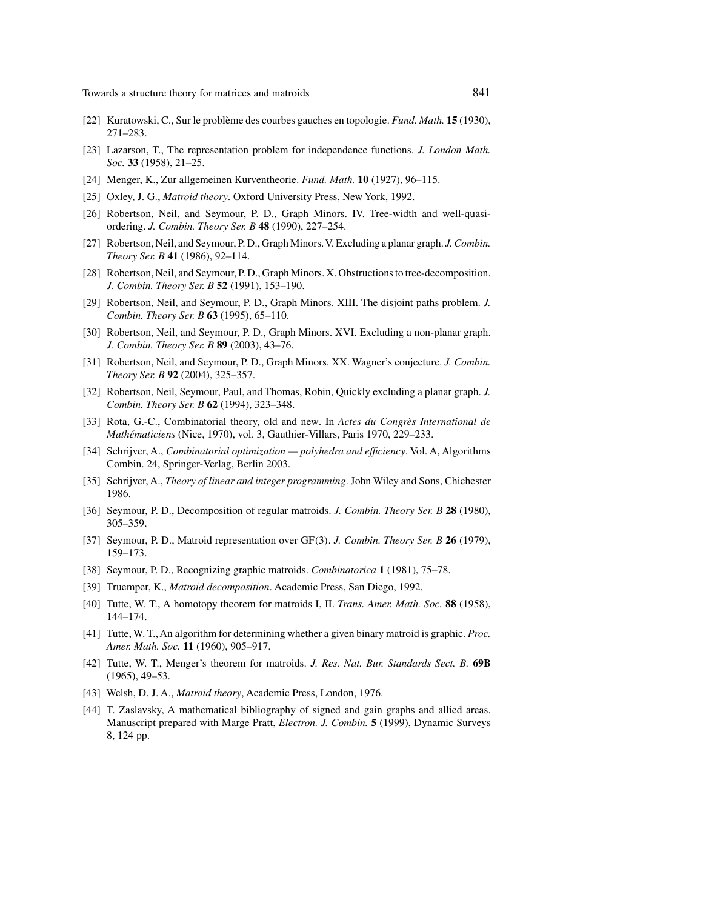[22] Kuratowski, C., Sur le problème des courbes gauches en topologie. *Fund. Math.* **15** (1930), 271–283.

[23] Lazarson, T., The representation problem for independence functions. *J. London Math. Soc.* **33** (1958), 21–25.

[24] Menger, K., Zur allgemeinen Kurventheorie. *Fund. Math.* **10** (1927), 96–115.

[25] Oxley, J. G., *Matroid theory*. Oxford University Press, New York, 1992.

[26] Robertson, Neil, and Seymour, P. D., Graph Minors. IV. Tree-width and well-quasi-ordering. *J. Combin. Theory Ser. B* **48** (1990), 227–254.

[27] Robertson, Neil, and Seymour, P. D., Graph Minors. V. Excluding a planar graph. *J. Combin. Theory Ser. B* **41** (1986), 92–114.

[28] Robertson, Neil, and Seymour, P. D., Graph Minors. X. Obstructions to tree-decomposition. *J. Combin. Theory Ser. B* **52** (1991), 153–190.

[29] Robertson, Neil, and Seymour, P. D., Graph Minors. XIII. The disjoint paths problem. *J. Combin. Theory Ser. B* **63** (1995), 65–110.

[30] Robertson, Neil, and Seymour, P. D., Graph Minors. XVI. Excluding a non-planar graph. *J. Combin. Theory Ser. B* **89** (2003), 43–76.

[31] Robertson, Neil, and Seymour, P. D., Graph Minors. XX. Wagner's conjecture. *J. Combin. Theory Ser. B* **92** (2004), 325–357.

[32] Robertson, Neil, Seymour, Paul, and Thomas, Robin, Quickly excluding a planar graph. *J. Combin. Theory Ser. B* **62** (1994), 323–348.

[33] Rota, G.-C., Combinatorial theory, old and new. In *Actes du Congrès International de Mathématiciens* (Nice, 1970), vol. 3, Gauthier-Villars, Paris 1970, 229–233.

[34] Schrijver, A., *Combinatorial optimization — polyhedra and efficiency*. Vol. A, Algorithms Combin. 24, Springer-Verlag, Berlin 2003.

[35] Schrijver, A., *Theory of linear and integer programming*. John Wiley and Sons, Chichester 1986.

[36] Seymour, P. D., Decomposition of regular matroids. *J. Combin. Theory Ser. B* **28** (1980), 305–359.

[37] Seymour, P. D., Matroid representation over GF(3). *J. Combin. Theory Ser. B* **26** (1979), 159–173.

[38] Seymour, P. D., Recognizing graphic matroids. *Combinatorica* **1** (1981), 75–78.

[39] Truemper, K., *Matroid decomposition*. Academic Press, San Diego, 1992.

[40] Tutte, W. T., A homotopy theorem for matroids I, II. *Trans. Amer. Math. Soc.* **88** (1958), 144–174.

[41] Tutte, W. T., An algorithm for determining whether a given binary matroid is graphic. *Proc. Amer. Math. Soc.* **11** (1960), 905–917.

[42] Tutte, W. T., Menger's theorem for matroids. *J. Res. Nat. Bur. Standards Sect. B.* **69B** (1965), 49–53.

[43] Welsh, D. J. A., *Matroid theory*, Academic Press, London, 1976.

[44] T. Zaslavsky, A mathematical bibliography of signed and gain graphs and allied areas. Manuscript prepared with Marge Pratt, *Electron. J. Combin.* **5** (1999), Dynamic Surveys 8, 124 pp.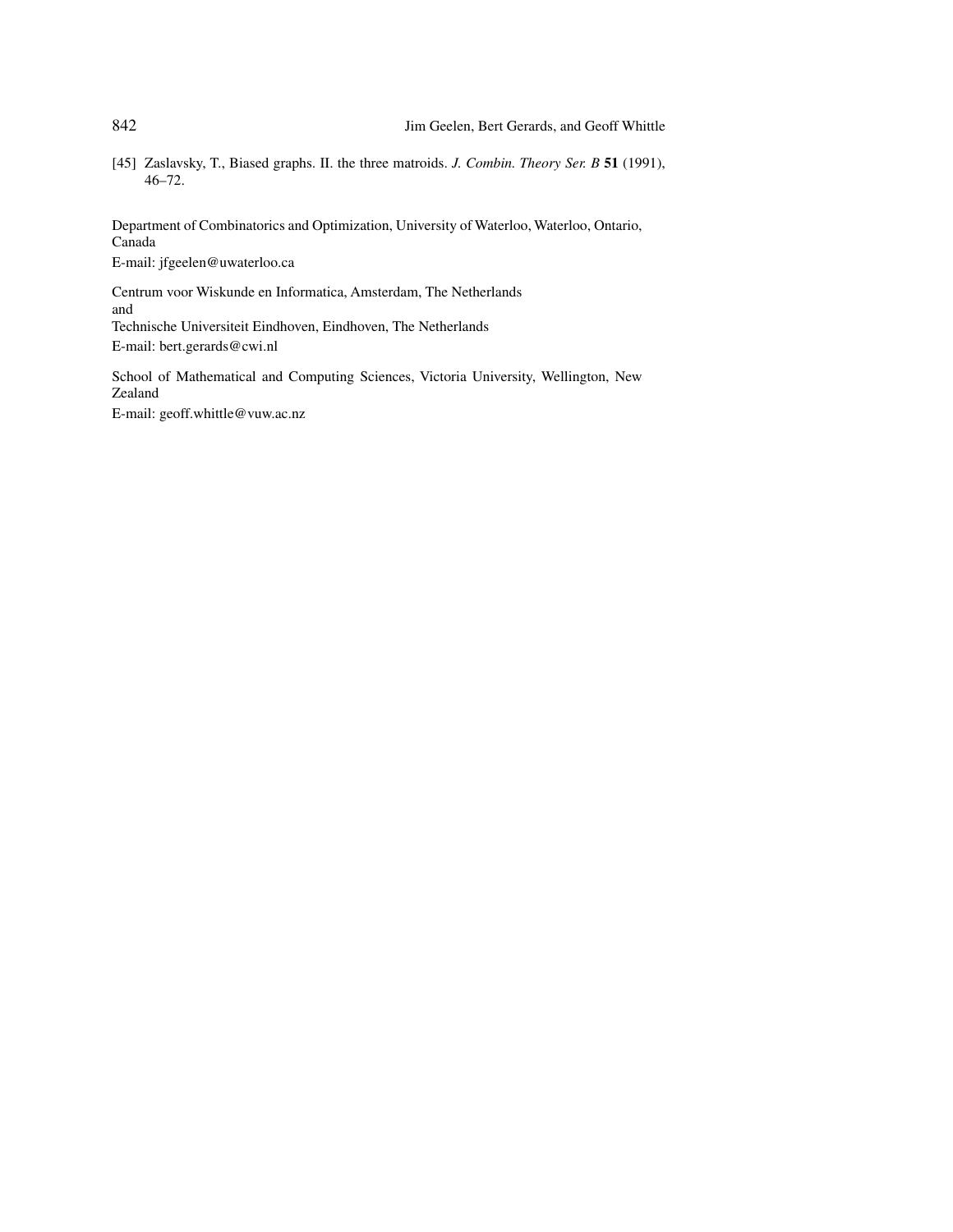[45] Zaslavsky, T., Biased graphs. II. the three matroids. *J. Combin. Theory Ser. B* **51** (1991), 46–72.

Department of Combinatorics and Optimization, University of Waterloo, Waterloo, Ontario, Canada
E-mail: jfgeelen@uwaterloo.ca

Centrum voor Wiskunde en Informatica, Amsterdam, The Netherlands
and
Technische Universiteit Eindhoven, Eindhoven, The Netherlands
E-mail: bert.gerards@cwi.nl

School of Mathematical and Computing Sciences, Victoria University, Wellington, New Zealand
E-mail: geoff.whittle@vuw.ac.nz